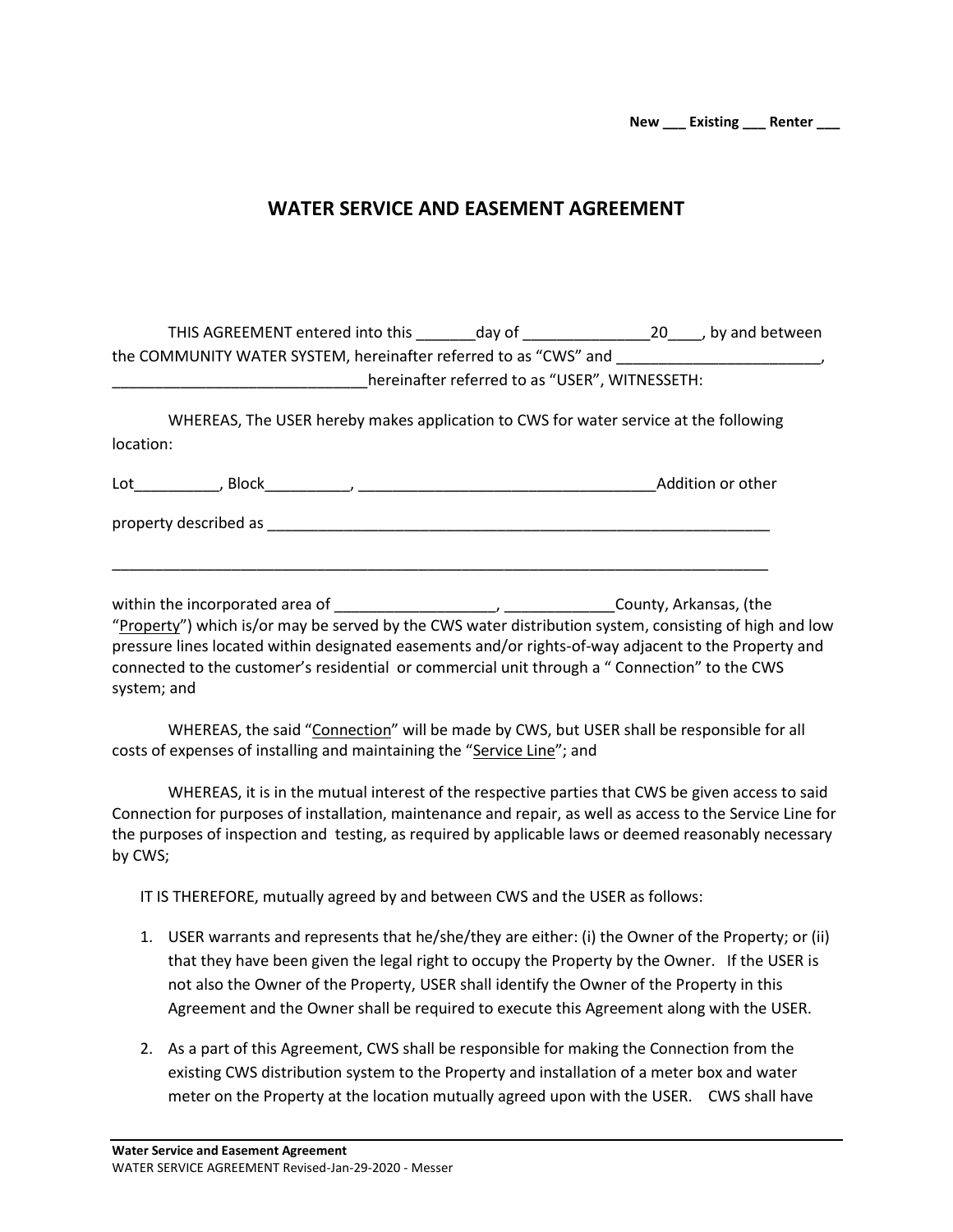**New ___ Existing ___ Renter ___**

# WATER SERVICE AND EASEMENT AGREEMENT

THIS AGREEMENT entered into this _______day of _______________20____, by and between the COMMUNITY WATER SYSTEM, hereinafter referred to as "CWS" and ________________________, ______________________________hereinafter referred to as "USER", WITNESSETH:

WHEREAS, The USER hereby makes application to CWS for water service at the following location:

Lot__________, Block__________, ___________________________________Addition or other

property described as ____________________________________________________________

_______________________________________________________________________________

within the incorporated area of ___________________, _____________County, Arkansas, (the "Property") which is/or may be served by the CWS water distribution system, consisting of high and low pressure lines located within designated easements and/or rights-of-way adjacent to the Property and connected to the customer's residential or commercial unit through a " Connection" to the CWS system; and

WHEREAS, the said "Connection" will be made by CWS, but USER shall be responsible for all costs of expenses of installing and maintaining the "Service Line"; and

WHEREAS, it is in the mutual interest of the respective parties that CWS be given access to said Connection for purposes of installation, maintenance and repair, as well as access to the Service Line for the purposes of inspection and testing, as required by applicable laws or deemed reasonably necessary by CWS;

IT IS THEREFORE, mutually agreed by and between CWS and the USER as follows:

1. USER warrants and represents that he/she/they are either: (i) the Owner of the Property; or (ii) that they have been given the legal right to occupy the Property by the Owner. If the USER is not also the Owner of the Property, USER shall identify the Owner of the Property in this Agreement and the Owner shall be required to execute this Agreement along with the USER.

2. As a part of this Agreement, CWS shall be responsible for making the Connection from the existing CWS distribution system to the Property and installation of a meter box and water meter on the Property at the location mutually agreed upon with the USER. CWS shall have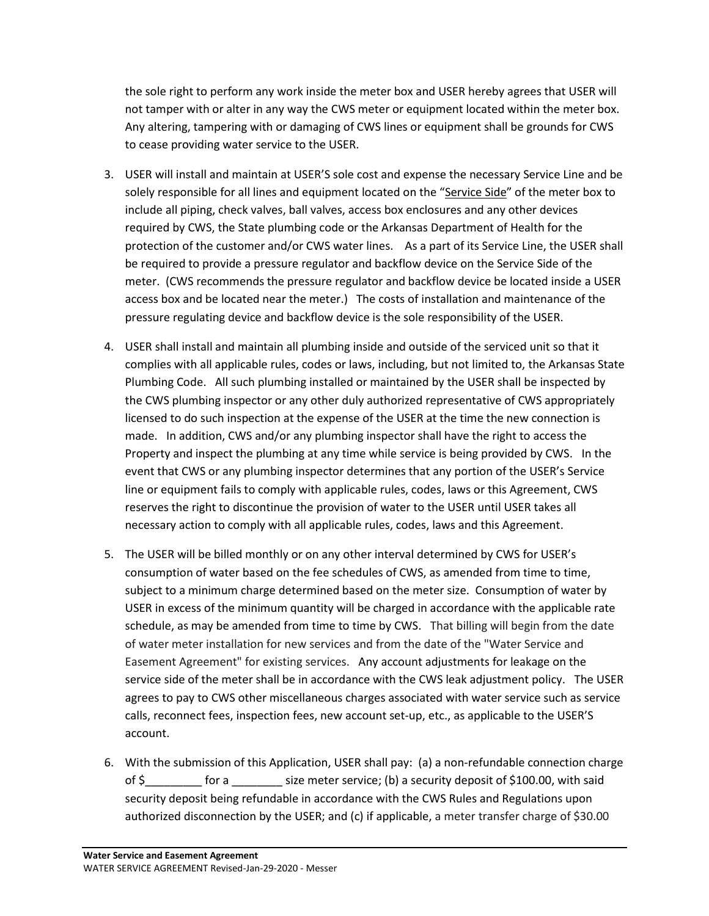the sole right to perform any work inside the meter box and USER hereby agrees that USER will not tamper with or alter in any way the CWS meter or equipment located within the meter box. Any altering, tampering with or damaging of CWS lines or equipment shall be grounds for CWS to cease providing water service to the USER.

3. USER will install and maintain at USER'S sole cost and expense the necessary Service Line and be solely responsible for all lines and equipment located on the "Service Side" of the meter box to include all piping, check valves, ball valves, access box enclosures and any other devices required by CWS, the State plumbing code or the Arkansas Department of Health for the protection of the customer and/or CWS water lines. As a part of its Service Line, the USER shall be required to provide a pressure regulator and backflow device on the Service Side of the meter. (CWS recommends the pressure regulator and backflow device be located inside a USER access box and be located near the meter.) The costs of installation and maintenance of the pressure regulating device and backflow device is the sole responsibility of the USER.

4. USER shall install and maintain all plumbing inside and outside of the serviced unit so that it complies with all applicable rules, codes or laws, including, but not limited to, the Arkansas State Plumbing Code. All such plumbing installed or maintained by the USER shall be inspected by the CWS plumbing inspector or any other duly authorized representative of CWS appropriately licensed to do such inspection at the expense of the USER at the time the new connection is made. In addition, CWS and/or any plumbing inspector shall have the right to access the Property and inspect the plumbing at any time while service is being provided by CWS. In the event that CWS or any plumbing inspector determines that any portion of the USER's Service line or equipment fails to comply with applicable rules, codes, laws or this Agreement, CWS reserves the right to discontinue the provision of water to the USER until USER takes all necessary action to comply with all applicable rules, codes, laws and this Agreement.

5. The USER will be billed monthly or on any other interval determined by CWS for USER's consumption of water based on the fee schedules of CWS, as amended from time to time, subject to a minimum charge determined based on the meter size. Consumption of water by USER in excess of the minimum quantity will be charged in accordance with the applicable rate schedule, as may be amended from time to time by CWS. That billing will begin from the date of water meter installation for new services and from the date of the "Water Service and Easement Agreement" for existing services. Any account adjustments for leakage on the service side of the meter shall be in accordance with the CWS leak adjustment policy. The USER agrees to pay to CWS other miscellaneous charges associated with water service such as service calls, reconnect fees, inspection fees, new account set-up, etc., as applicable to the USER'S account.

6. With the submission of this Application, USER shall pay: (a) a non-refundable connection charge of $_________ for a ________ size meter service; (b) a security deposit of $100.00, with said security deposit being refundable in accordance with the CWS Rules and Regulations upon authorized disconnection by the USER; and (c) if applicable, a meter transfer charge of $30.00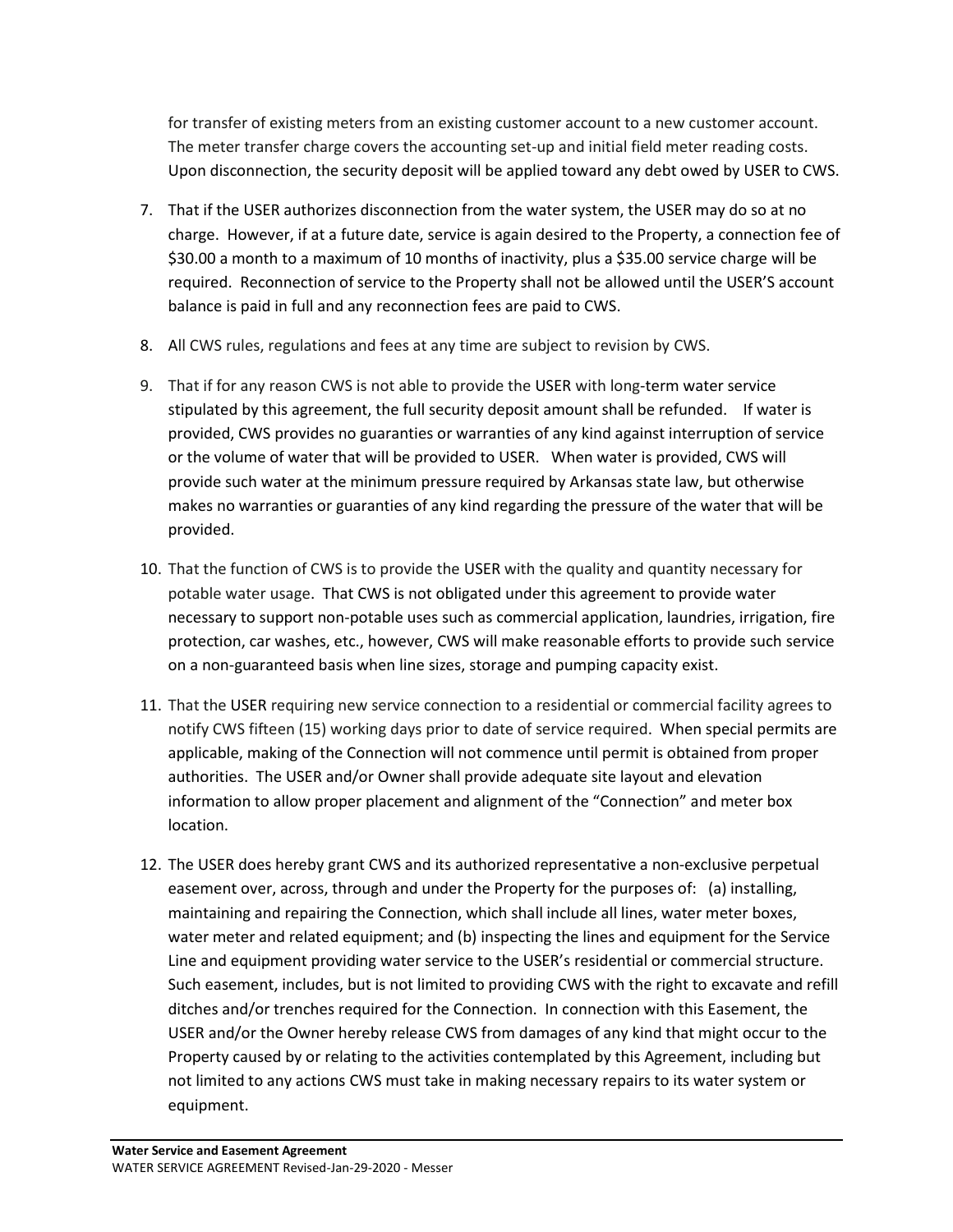for transfer of existing meters from an existing customer account to a new customer account. The meter transfer charge covers the accounting set-up and initial field meter reading costs. Upon disconnection, the security deposit will be applied toward any debt owed by USER to CWS.

7. That if the USER authorizes disconnection from the water system, the USER may do so at no charge. However, if at a future date, service is again desired to the Property, a connection fee of $30.00 a month to a maximum of 10 months of inactivity, plus a $35.00 service charge will be required. Reconnection of service to the Property shall not be allowed until the USER'S account balance is paid in full and any reconnection fees are paid to CWS.

8. All CWS rules, regulations and fees at any time are subject to revision by CWS.

9. That if for any reason CWS is not able to provide the USER with long-term water service stipulated by this agreement, the full security deposit amount shall be refunded. If water is provided, CWS provides no guaranties or warranties of any kind against interruption of service or the volume of water that will be provided to USER. When water is provided, CWS will provide such water at the minimum pressure required by Arkansas state law, but otherwise makes no warranties or guaranties of any kind regarding the pressure of the water that will be provided.

10. That the function of CWS is to provide the USER with the quality and quantity necessary for potable water usage. That CWS is not obligated under this agreement to provide water necessary to support non-potable uses such as commercial application, laundries, irrigation, fire protection, car washes, etc., however, CWS will make reasonable efforts to provide such service on a non-guaranteed basis when line sizes, storage and pumping capacity exist.

11. That the USER requiring new service connection to a residential or commercial facility agrees to notify CWS fifteen (15) working days prior to date of service required. When special permits are applicable, making of the Connection will not commence until permit is obtained from proper authorities. The USER and/or Owner shall provide adequate site layout and elevation information to allow proper placement and alignment of the "Connection" and meter box location.

12. The USER does hereby grant CWS and its authorized representative a non-exclusive perpetual easement over, across, through and under the Property for the purposes of: (a) installing, maintaining and repairing the Connection, which shall include all lines, water meter boxes, water meter and related equipment; and (b) inspecting the lines and equipment for the Service Line and equipment providing water service to the USER's residential or commercial structure. Such easement, includes, but is not limited to providing CWS with the right to excavate and refill ditches and/or trenches required for the Connection. In connection with this Easement, the USER and/or the Owner hereby release CWS from damages of any kind that might occur to the Property caused by or relating to the activities contemplated by this Agreement, including but not limited to any actions CWS must take in making necessary repairs to its water system or equipment.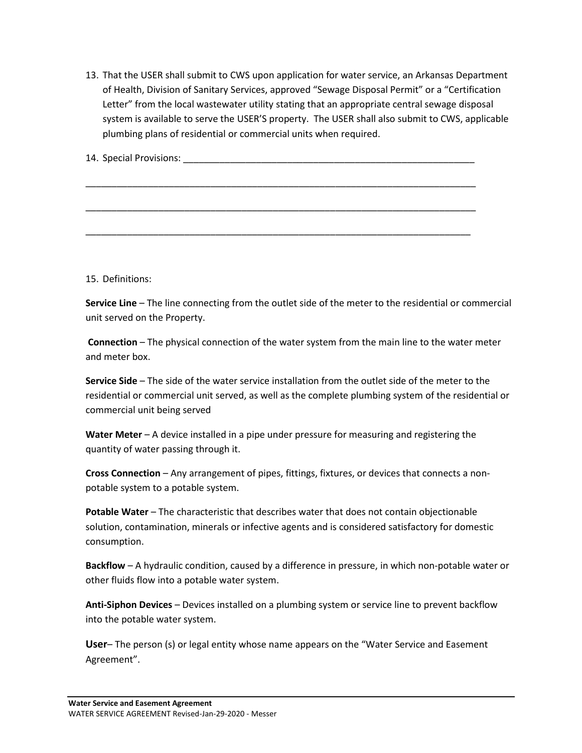13. That the USER shall submit to CWS upon application for water service, an Arkansas Department of Health, Division of Sanitary Services, approved "Sewage Disposal Permit" or a "Certification Letter" from the local wastewater utility stating that an appropriate central sewage disposal system is available to serve the USER'S property. The USER shall also submit to CWS, applicable plumbing plans of residential or commercial units when required.

14. Special Provisions: ___________________________________________________________

_____________________________________________________________________________

_____________________________________________________________________________

____________________________________________________________________________

15. Definitions:

**Service Line** – The line connecting from the outlet side of the meter to the residential or commercial unit served on the Property.

**Connection** – The physical connection of the water system from the main line to the water meter and meter box.

**Service Side** – The side of the water service installation from the outlet side of the meter to the residential or commercial unit served, as well as the complete plumbing system of the residential or commercial unit being served

**Water Meter** – A device installed in a pipe under pressure for measuring and registering the quantity of water passing through it.

**Cross Connection** – Any arrangement of pipes, fittings, fixtures, or devices that connects a non-potable system to a potable system.

**Potable Water** – The characteristic that describes water that does not contain objectionable solution, contamination, minerals or infective agents and is considered satisfactory for domestic consumption.

**Backflow** – A hydraulic condition, caused by a difference in pressure, in which non-potable water or other fluids flow into a potable water system.

**Anti-Siphon Devices** – Devices installed on a plumbing system or service line to prevent backflow into the potable water system.

**User**– The person (s) or legal entity whose name appears on the "Water Service and Easement Agreement".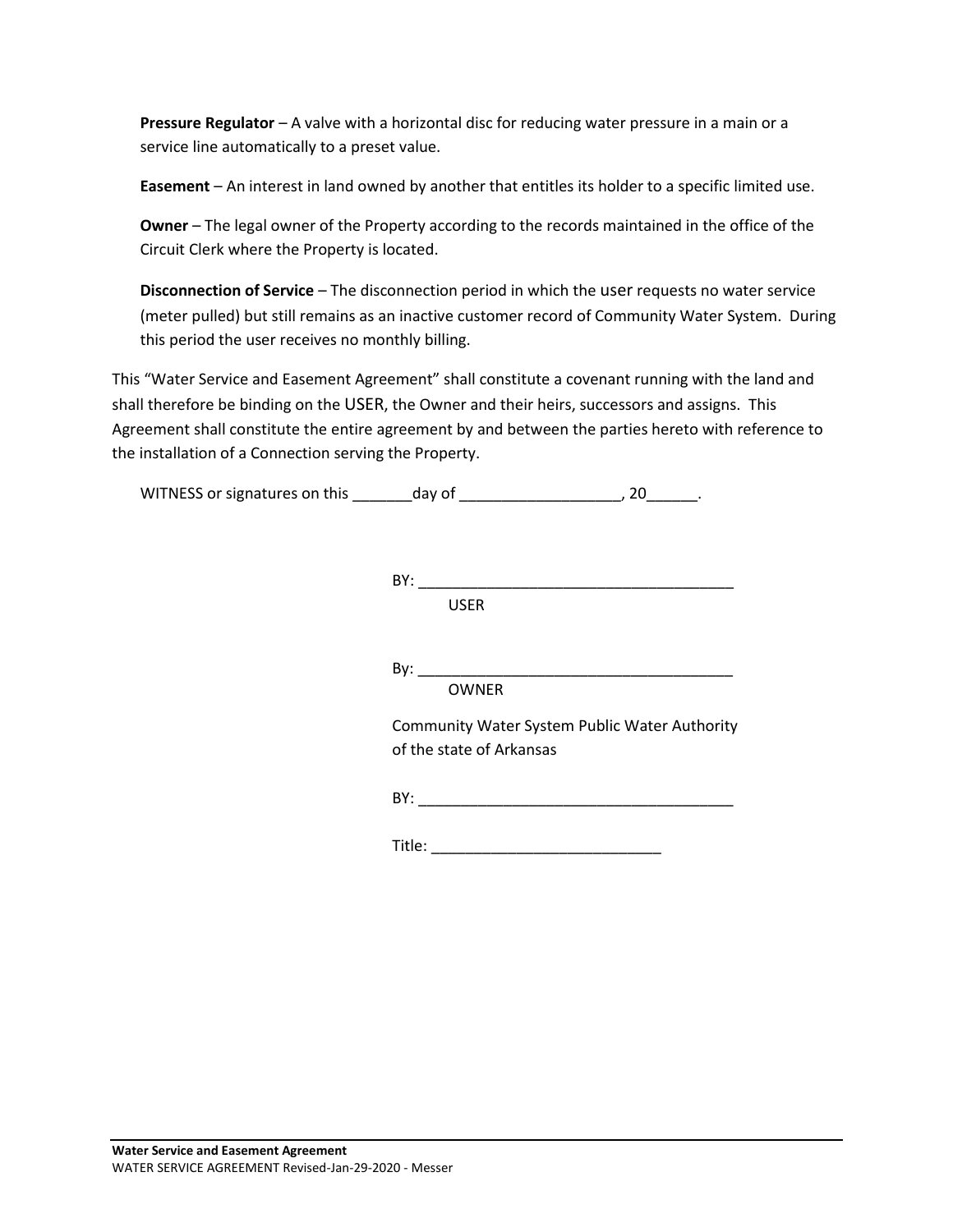**Pressure Regulator** – A valve with a horizontal disc for reducing water pressure in a main or a service line automatically to a preset value.

**Easement** – An interest in land owned by another that entitles its holder to a specific limited use.

**Owner** – The legal owner of the Property according to the records maintained in the office of the Circuit Clerk where the Property is located.

**Disconnection of Service** – The disconnection period in which the user requests no water service (meter pulled) but still remains as an inactive customer record of Community Water System. During this period the user receives no monthly billing.

This "Water Service and Easement Agreement" shall constitute a covenant running with the land and shall therefore be binding on the USER, the Owner and their heirs, successors and assigns. This Agreement shall constitute the entire agreement by and between the parties hereto with reference to the installation of a Connection serving the Property.

WITNESS or signatures on this _______day of ___________________, 20______.

BY: ______________________________________
USER

By: ______________________________________
OWNER

Community Water System Public Water Authority of the state of Arkansas

BY: ______________________________________

Title: ___________________________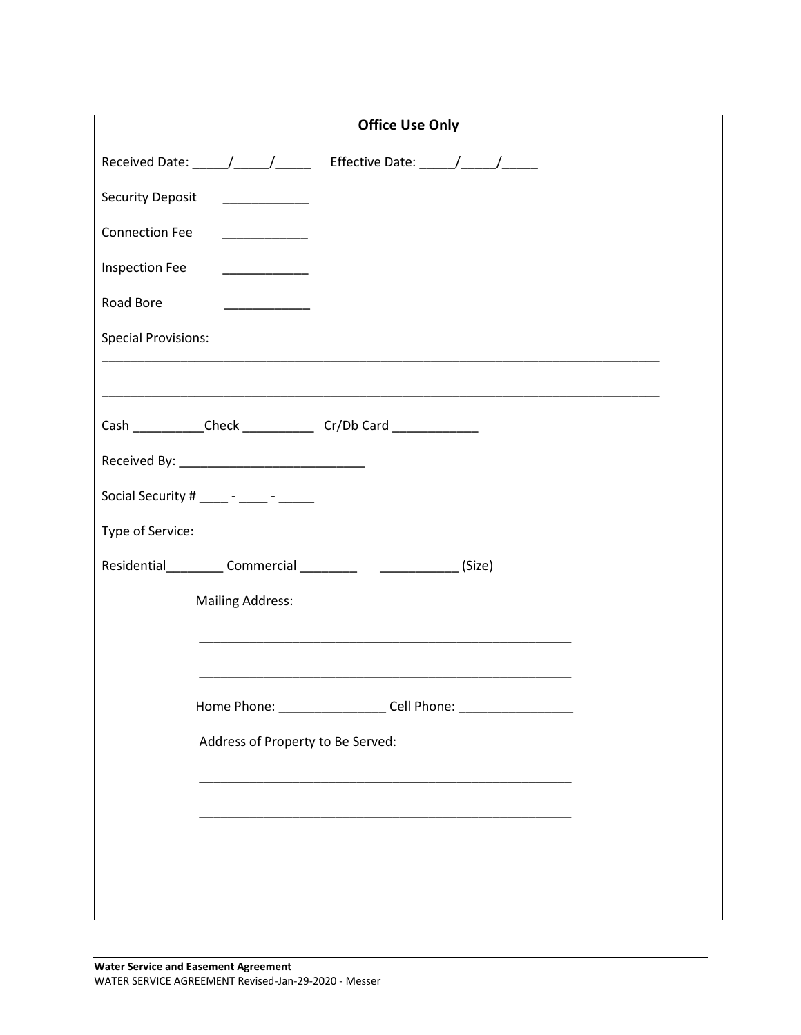**Office Use Only**

Received Date: _____/_____/_____ Effective Date: _____/_____/_____

Security Deposit ____________

Connection Fee ____________

Inspection Fee ____________

Road Bore ____________

Special Provisions:

________________________________________________________________________________

________________________________________________________________________________

Cash __________Check __________ Cr/Db Card ____________

Received By: __________________________

Social Security # ____ - ____ - _____

Type of Service:

Residential________ Commercial ________ ___________ (Size)

Mailing Address:

_____________________________________________________

_____________________________________________________

Home Phone: _______________ Cell Phone: ________________

Address of Property to Be Served:

_____________________________________________________

_____________________________________________________

**Water Service and Easement Agreement**
WATER SERVICE AGREEMENT Revised-Jan-29-2020 - Messer